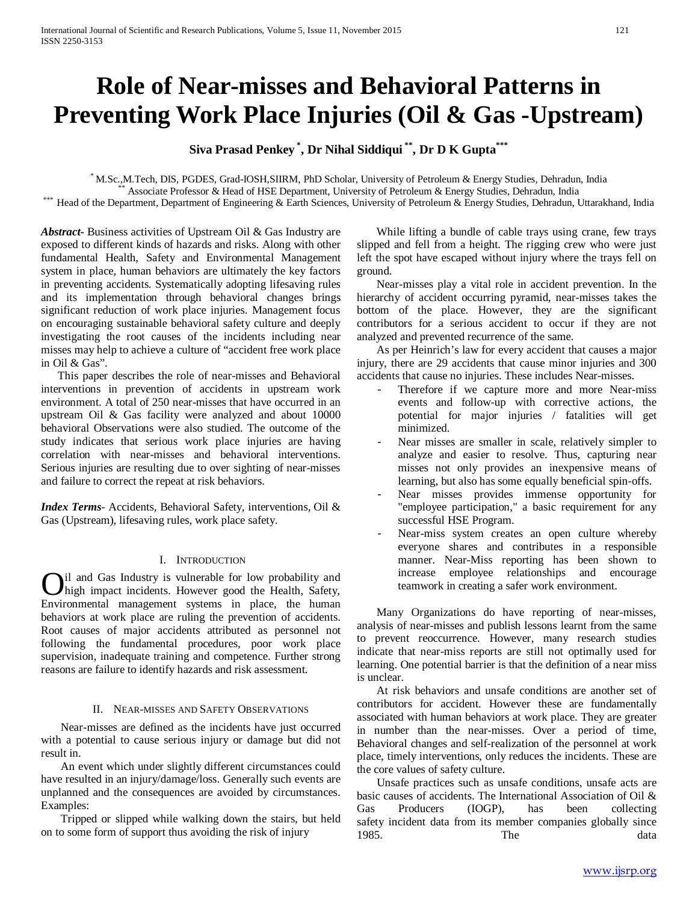# Role of Near-misses and Behavioral Patterns in Preventing Work Place Injuries (Oil & Gas -Upstream)

**Siva Prasad Penkey [*], Dr Nihal Siddiqui [**], Dr D K Gupta [***]**

[*] M.Sc.,M.Tech, DIS, PGDES, Grad-IOSH,SIIRM, PhD Scholar, University of Petroleum & Energy Studies, Dehradun, India
[**] Associate Professor & Head of HSE Department, University of Petroleum & Energy Studies, Dehradun, India
[***] Head of the Department, Department of Engineering & Earth Sciences, University of Petroleum & Energy Studies, Dehradun, Uttarakhand, India

***Abstract***- Business activities of Upstream Oil & Gas Industry are exposed to different kinds of hazards and risks. Along with other fundamental Health, Safety and Environmental Management system in place, human behaviors are ultimately the key factors in preventing accidents. Systematically adopting lifesaving rules and its implementation through behavioral changes brings significant reduction of work place injuries. Management focus on encouraging sustainable behavioral safety culture and deeply investigating the root causes of the incidents including near misses may help to achieve a culture of "accident free work place in Oil & Gas".

This paper describes the role of near-misses and Behavioral interventions in prevention of accidents in upstream work environment. A total of 250 near-misses that have occurred in an upstream Oil & Gas facility were analyzed and about 10000 behavioral Observations were also studied. The outcome of the study indicates that serious work place injuries are having correlation with near-misses and behavioral interventions. Serious injuries are resulting due to over sighting of near-misses and failure to correct the repeat at risk behaviors.

***Index Terms***- Accidents, Behavioral Safety, interventions, Oil & Gas (Upstream), lifesaving rules, work place safety.

## I. Introduction

Oil and Gas Industry is vulnerable for low probability and high impact incidents. However good the Health, Safety, Environmental management systems in place, the human behaviors at work place are ruling the prevention of accidents. Root causes of major accidents attributed as personnel not following the fundamental procedures, poor work place supervision, inadequate training and competence. Further strong reasons are failure to identify hazards and risk assessment.

## II. Near-misses and Safety Observations

Near-misses are defined as the incidents have just occurred with a potential to cause serious injury or damage but did not result in.

An event which under slightly different circumstances could have resulted in an injury/damage/loss. Generally such events are unplanned and the consequences are avoided by circumstances. Examples:

Tripped or slipped while walking down the stairs, but held on to some form of support thus avoiding the risk of injury

While lifting a bundle of cable trays using crane, few trays slipped and fell from a height. The rigging crew who were just left the spot have escaped without injury where the trays fell on ground.

Near-misses play a vital role in accident prevention. In the hierarchy of accident occurring pyramid, near-misses takes the bottom of the place. However, they are the significant contributors for a serious accident to occur if they are not analyzed and prevented recurrence of the same.

As per Heinrich's law for every accident that causes a major injury, there are 29 accidents that cause minor injuries and 300 accidents that cause no injuries. These includes Near-misses.

- Therefore if we capture more and more Near-miss events and follow-up with corrective actions, the potential for major injuries / fatalities will get minimized.
- Near misses are smaller in scale, relatively simpler to analyze and easier to resolve. Thus, capturing near misses not only provides an inexpensive means of learning, but also has some equally beneficial spin-offs.
- Near misses provides immense opportunity for "employee participation," a basic requirement for any successful HSE Program.
- Near-miss system creates an open culture whereby everyone shares and contributes in a responsible manner. Near-Miss reporting has been shown to increase employee relationships and encourage teamwork in creating a safer work environment.

Many Organizations do have reporting of near-misses, analysis of near-misses and publish lessons learnt from the same to prevent reoccurrence. However, many research studies indicate that near-miss reports are still not optimally used for learning. One potential barrier is that the definition of a near miss is unclear.

At risk behaviors and unsafe conditions are another set of contributors for accident. However these are fundamentally associated with human behaviors at work place. They are greater in number than the near-misses. Over a period of time, Behavioral changes and self-realization of the personnel at work place, timely interventions, only reduces the incidents. These are the core values of safety culture.

Unsafe practices such as unsafe conditions, unsafe acts are basic causes of accidents. The International Association of Oil & Gas Producers (IOGP), has been collecting safety incident data from its member companies globally since 1985. The data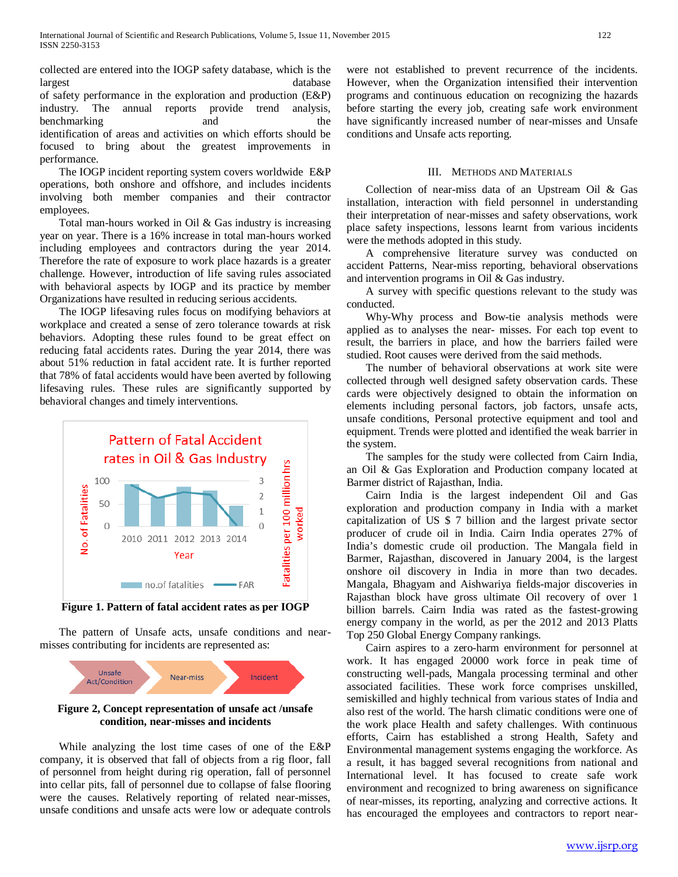collected are entered into the IOGP safety database, which is the largest database of safety performance in the exploration and production (E&P) industry. The annual reports provide trend analysis, benchmarking and the identification of areas and activities on which efforts should be focused to bring about the greatest improvements in performance.

The IOGP incident reporting system covers worldwide E&P operations, both onshore and offshore, and includes incidents involving both member companies and their contractor employees.

Total man-hours worked in Oil & Gas industry is increasing year on year. There is a 16% increase in total man-hours worked including employees and contractors during the year 2014. Therefore the rate of exposure to work place hazards is a greater challenge. However, introduction of life saving rules associated with behavioral aspects by IOGP and its practice by member Organizations have resulted in reducing serious accidents.

The IOGP lifesaving rules focus on modifying behaviors at workplace and created a sense of zero tolerance towards at risk behaviors. Adopting these rules found to be great effect on reducing fatal accidents rates. During the year 2014, there was about 51% reduction in fatal accident rate. It is further reported that 78% of fatal accidents would have been averted by following lifesaving rules. These rules are significantly supported by behavioral changes and timely interventions.

**Figure 1. Pattern of fatal accident rates as per IOGP**

The pattern of Unsafe acts, unsafe conditions and near-misses contributing for incidents are represented as:

**Figure 2, Concept representation of unsafe act /unsafe condition, near-misses and incidents**

While analyzing the lost time cases of one of the E&P company, it is observed that fall of objects from a rig floor, fall of personnel from height during rig operation, fall of personnel into cellar pits, fall of personnel due to collapse of false flooring were the causes. Relatively reporting of related near-misses, unsafe conditions and unsafe acts were low or adequate controls were not established to prevent recurrence of the incidents. However, when the Organization intensified their intervention programs and continuous education on recognizing the hazards before starting the every job, creating safe work environment have significantly increased number of near-misses and Unsafe conditions and Unsafe acts reporting.

## III. Methods and Materials

Collection of near-miss data of an Upstream Oil & Gas installation, interaction with field personnel in understanding their interpretation of near-misses and safety observations, work place safety inspections, lessons learnt from various incidents were the methods adopted in this study.

A comprehensive literature survey was conducted on accident Patterns, Near-miss reporting, behavioral observations and intervention programs in Oil & Gas industry.

A survey with specific questions relevant to the study was conducted.

Why-Why process and Bow-tie analysis methods were applied as to analyses the near- misses. For each top event to result, the barriers in place, and how the barriers failed were studied. Root causes were derived from the said methods.

The number of behavioral observations at work site were collected through well designed safety observation cards. These cards were objectively designed to obtain the information on elements including personal factors, job factors, unsafe acts, unsafe conditions, Personal protective equipment and tool and equipment. Trends were plotted and identified the weak barrier in the system.

The samples for the study were collected from Cairn India, an Oil & Gas Exploration and Production company located at Barmer district of Rajasthan, India.

Cairn India is the largest independent Oil and Gas exploration and production company in India with a market capitalization of US $ 7 billion and the largest private sector producer of crude oil in India. Cairn India operates 27% of India's domestic crude oil production. The Mangala field in Barmer, Rajasthan, discovered in January 2004, is the largest onshore oil discovery in India in more than two decades. Mangala, Bhagyam and Aishwariya fields-major discoveries in Rajasthan block have gross ultimate Oil recovery of over 1 billion barrels. Cairn India was rated as the fastest-growing energy company in the world, as per the 2012 and 2013 Platts Top 250 Global Energy Company rankings.

Cairn aspires to a zero-harm environment for personnel at work. It has engaged 20000 work force in peak time of constructing well-pads, Mangala processing terminal and other associated facilities. These work force comprises unskilled, semiskilled and highly technical from various states of India and also rest of the world. The harsh climatic conditions were one of the work place Health and safety challenges. With continuous efforts, Cairn has established a strong Health, Safety and Environmental management systems engaging the workforce. As a result, it has bagged several recognitions from national and International level. It has focused to create safe work environment and recognized to bring awareness on significance of near-misses, its reporting, analyzing and corrective actions. It has encouraged the employees and contractors to report near-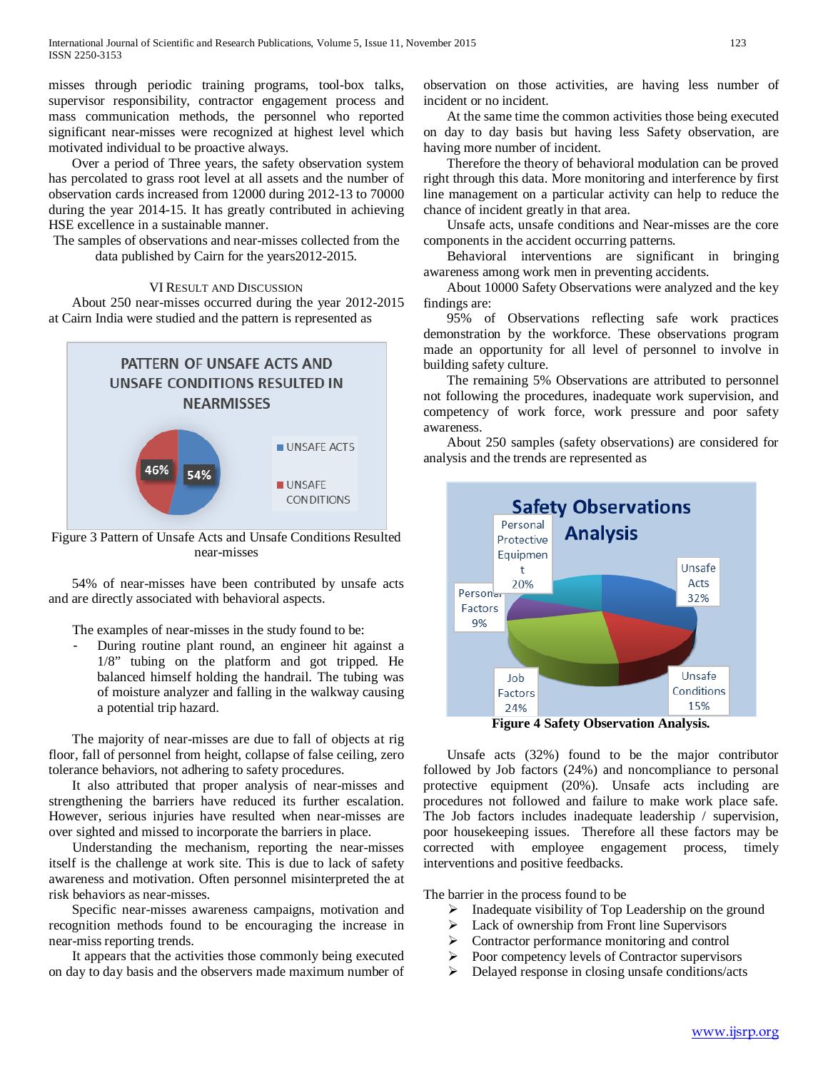misses through periodic training programs, tool-box talks, supervisor responsibility, contractor engagement process and mass communication methods, the personnel who reported significant near-misses were recognized at highest level which motivated individual to be proactive always.

Over a period of Three years, the safety observation system has percolated to grass root level at all assets and the number of observation cards increased from 12000 during 2012-13 to 70000 during the year 2014-15. It has greatly contributed in achieving HSE excellence in a sustainable manner.

The samples of observations and near-misses collected from the data published by Cairn for the years2012-2015.

## VI Result and Discussion

About 250 near-misses occurred during the year 2012-2015 at Cairn India were studied and the pattern is represented as

Figure 3 Pattern of Unsafe Acts and Unsafe Conditions Resulted near-misses

54% of near-misses have been contributed by unsafe acts and are directly associated with behavioral aspects.

The examples of near-misses in the study found to be:

- During routine plant round, an engineer hit against a 1/8" tubing on the platform and got tripped. He balanced himself holding the handrail. The tubing was of moisture analyzer and falling in the walkway causing a potential trip hazard.

The majority of near-misses are due to fall of objects at rig floor, fall of personnel from height, collapse of false ceiling, zero tolerance behaviors, not adhering to safety procedures.

It also attributed that proper analysis of near-misses and strengthening the barriers have reduced its further escalation. However, serious injuries have resulted when near-misses are over sighted and missed to incorporate the barriers in place.

Understanding the mechanism, reporting the near-misses itself is the challenge at work site. This is due to lack of safety awareness and motivation. Often personnel misinterpreted the at risk behaviors as near-misses.

Specific near-misses awareness campaigns, motivation and recognition methods found to be encouraging the increase in near-miss reporting trends.

It appears that the activities those commonly being executed on day to day basis and the observers made maximum number of observation on those activities, are having less number of incident or no incident.

At the same time the common activities those being executed on day to day basis but having less Safety observation, are having more number of incident.

Therefore the theory of behavioral modulation can be proved right through this data. More monitoring and interference by first line management on a particular activity can help to reduce the chance of incident greatly in that area.

Unsafe acts, unsafe conditions and Near-misses are the core components in the accident occurring patterns.

Behavioral interventions are significant in bringing awareness among work men in preventing accidents.

About 10000 Safety Observations were analyzed and the key findings are:

95% of Observations reflecting safe work practices demonstration by the workforce. These observations program made an opportunity for all level of personnel to involve in building safety culture.

The remaining 5% Observations are attributed to personnel not following the procedures, inadequate work supervision, and competency of work force, work pressure and poor safety awareness.

About 250 samples (safety observations) are considered for analysis and the trends are represented as

**Figure 4 Safety Observation Analysis.**

Unsafe acts (32%) found to be the major contributor followed by Job factors (24%) and noncompliance to personal protective equipment (20%). Unsafe acts including are procedures not followed and failure to make work place safe. The Job factors includes inadequate leadership / supervision, poor housekeeping issues. Therefore all these factors may be corrected with employee engagement process, timely interventions and positive feedbacks.

The barrier in the process found to be

- Inadequate visibility of Top Leadership on the ground
- Lack of ownership from Front line Supervisors
- Contractor performance monitoring and control
- Poor competency levels of Contractor supervisors
- Delayed response in closing unsafe conditions/acts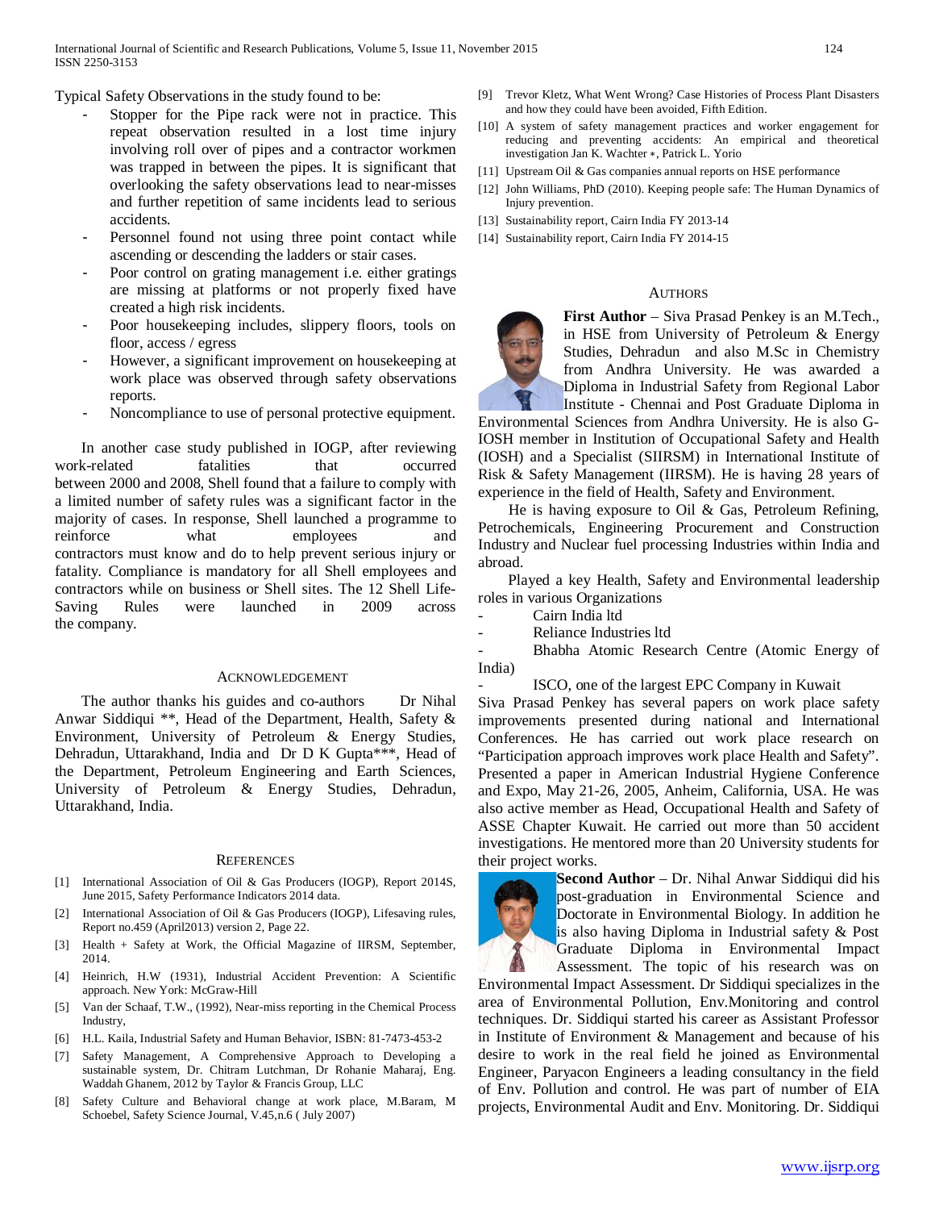Typical Safety Observations in the study found to be:

- Stopper for the Pipe rack were not in practice. This repeat observation resulted in a lost time injury involving roll over of pipes and a contractor workmen was trapped in between the pipes. It is significant that overlooking the safety observations lead to near-misses and further repetition of same incidents lead to serious accidents.
- Personnel found not using three point contact while ascending or descending the ladders or stair cases.
- Poor control on grating management i.e. either gratings are missing at platforms or not properly fixed have created a high risk incidents.
- Poor housekeeping includes, slippery floors, tools on floor, access / egress
- However, a significant improvement on housekeeping at work place was observed through safety observations reports.
- Noncompliance to use of personal protective equipment.

In another case study published in IOGP, after reviewing work-related fatalities that occurred between 2000 and 2008, Shell found that a failure to comply with a limited number of safety rules was a significant factor in the majority of cases. In response, Shell launched a programme to reinforce what employees and contractors must know and do to help prevent serious injury or fatality. Compliance is mandatory for all Shell employees and contractors while on business or Shell sites. The 12 Shell Life-Saving Rules were launched in 2009 across the company.

## Acknowledgement

The author thanks his guides and co-authors Dr Nihal Anwar Siddiqui **, Head of the Department, Health, Safety & Environment, University of Petroleum & Energy Studies, Dehradun, Uttarakhand, India and Dr D K Gupta***, Head of the Department, Petroleum Engineering and Earth Sciences, University of Petroleum & Energy Studies, Dehradun, Uttarakhand, India.

## References

[1] International Association of Oil & Gas Producers (IOGP), Report 2014S, June 2015, Safety Performance Indicators 2014 data.

[2] International Association of Oil & Gas Producers (IOGP), Lifesaving rules, Report no.459 (April2013) version 2, Page 22.

[3] Health + Safety at Work, the Official Magazine of IIRSM, September, 2014.

[4] Heinrich, H.W (1931), Industrial Accident Prevention: A Scientific approach. New York: McGraw-Hill

[5] Van der Schaaf, T.W., (1992), Near-miss reporting in the Chemical Process Industry,

[6] H.L. Kaila, Industrial Safety and Human Behavior, ISBN: 81-7473-453-2

[7] Safety Management, A Comprehensive Approach to Developing a sustainable system, Dr. Chitram Lutchman, Dr Rohanie Maharaj, Eng. Waddah Ghanem, 2012 by Taylor & Francis Group, LLC

[8] Safety Culture and Behavioral change at work place, M.Baram, M Schoebel, Safety Science Journal, V.45,n.6 ( July 2007)

[9] Trevor Kletz, What Went Wrong? Case Histories of Process Plant Disasters and how they could have been avoided, Fifth Edition.

[10] A system of safety management practices and worker engagement for reducing and preventing accidents: An empirical and theoretical investigation Jan K. Wachter *, Patrick L. Yorio

[11] Upstream Oil & Gas companies annual reports on HSE performance

[12] John Williams, PhD (2010). Keeping people safe: The Human Dynamics of Injury prevention.

[13] Sustainability report, Cairn India FY 2013-14

[14] Sustainability report, Cairn India FY 2014-15

## Authors

**First Author** – Siva Prasad Penkey is an M.Tech., in HSE from University of Petroleum & Energy Studies, Dehradun and also M.Sc in Chemistry from Andhra University. He was awarded a Diploma in Industrial Safety from Regional Labor Institute - Chennai and Post Graduate Diploma in Environmental Sciences from Andhra University. He is also G-IOSH member in Institution of Occupational Safety and Health (IOSH) and a Specialist (SIIRSM) in International Institute of Risk & Safety Management (IIRSM). He is having 28 years of experience in the field of Health, Safety and Environment.

He is having exposure to Oil & Gas, Petroleum Refining, Petrochemicals, Engineering Procurement and Construction Industry and Nuclear fuel processing Industries within India and abroad.

Played a key Health, Safety and Environmental leadership roles in various Organizations

- Cairn India ltd
- Reliance Industries ltd
- Bhabha Atomic Research Centre (Atomic Energy of India)
- ISCO, one of the largest EPC Company in Kuwait

Siva Prasad Penkey has several papers on work place safety improvements presented during national and International Conferences. He has carried out work place research on "Participation approach improves work place Health and Safety". Presented a paper in American Industrial Hygiene Conference and Expo, May 21-26, 2005, Anheim, California, USA. He was also active member as Head, Occupational Health and Safety of ASSE Chapter Kuwait. He carried out more than 50 accident investigations. He mentored more than 20 University students for their project works.

**Second Author** – Dr. Nihal Anwar Siddiqui did his post-graduation in Environmental Science and Doctorate in Environmental Biology. In addition he is also having Diploma in Industrial safety & Post Graduate Diploma in Environmental Impact Assessment. The topic of his research was on Environmental Impact Assessment. Dr Siddiqui specializes in the area of Environmental Pollution, Env.Monitoring and control techniques. Dr. Siddiqui started his career as Assistant Professor in Institute of Environment & Management and because of his desire to work in the real field he joined as Environmental Engineer, Paryacon Engineers a leading consultancy in the field of Env. Pollution and control. He was part of number of EIA projects, Environmental Audit and Env. Monitoring. Dr. Siddiqui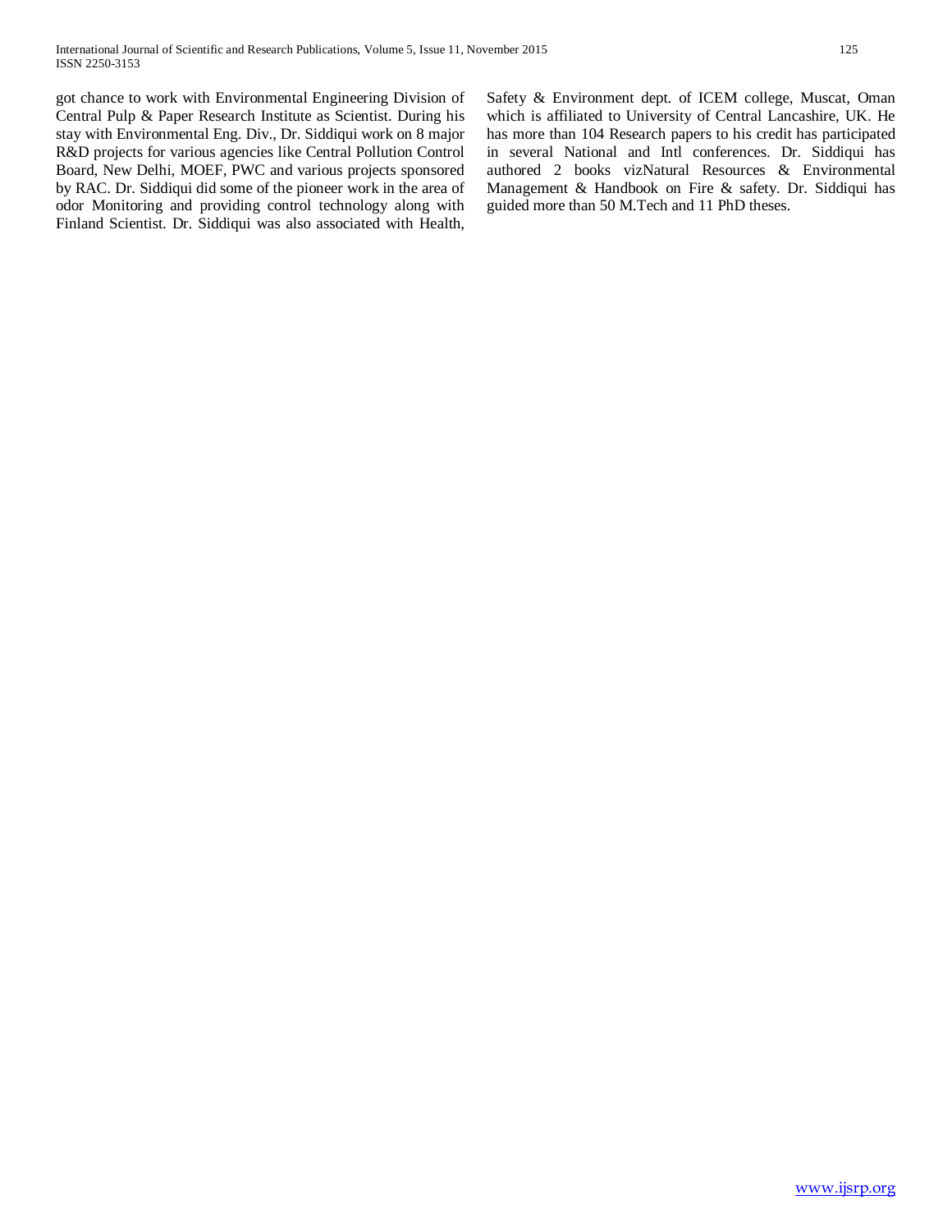got chance to work with Environmental Engineering Division of Central Pulp & Paper Research Institute as Scientist. During his stay with Environmental Eng. Div., Dr. Siddiqui work on 8 major R&D projects for various agencies like Central Pollution Control Board, New Delhi, MOEF, PWC and various projects sponsored by RAC. Dr. Siddiqui did some of the pioneer work in the area of odor Monitoring and providing control technology along with Finland Scientist. Dr. Siddiqui was also associated with Health, Safety & Environment dept. of ICEM college, Muscat, Oman which is affiliated to University of Central Lancashire, UK. He has more than 104 Research papers to his credit has participated in several National and Intl conferences. Dr. Siddiqui has authored 2 books vizNatural Resources & Environmental Management & Handbook on Fire & safety. Dr. Siddiqui has guided more than 50 M.Tech and 11 PhD theses.